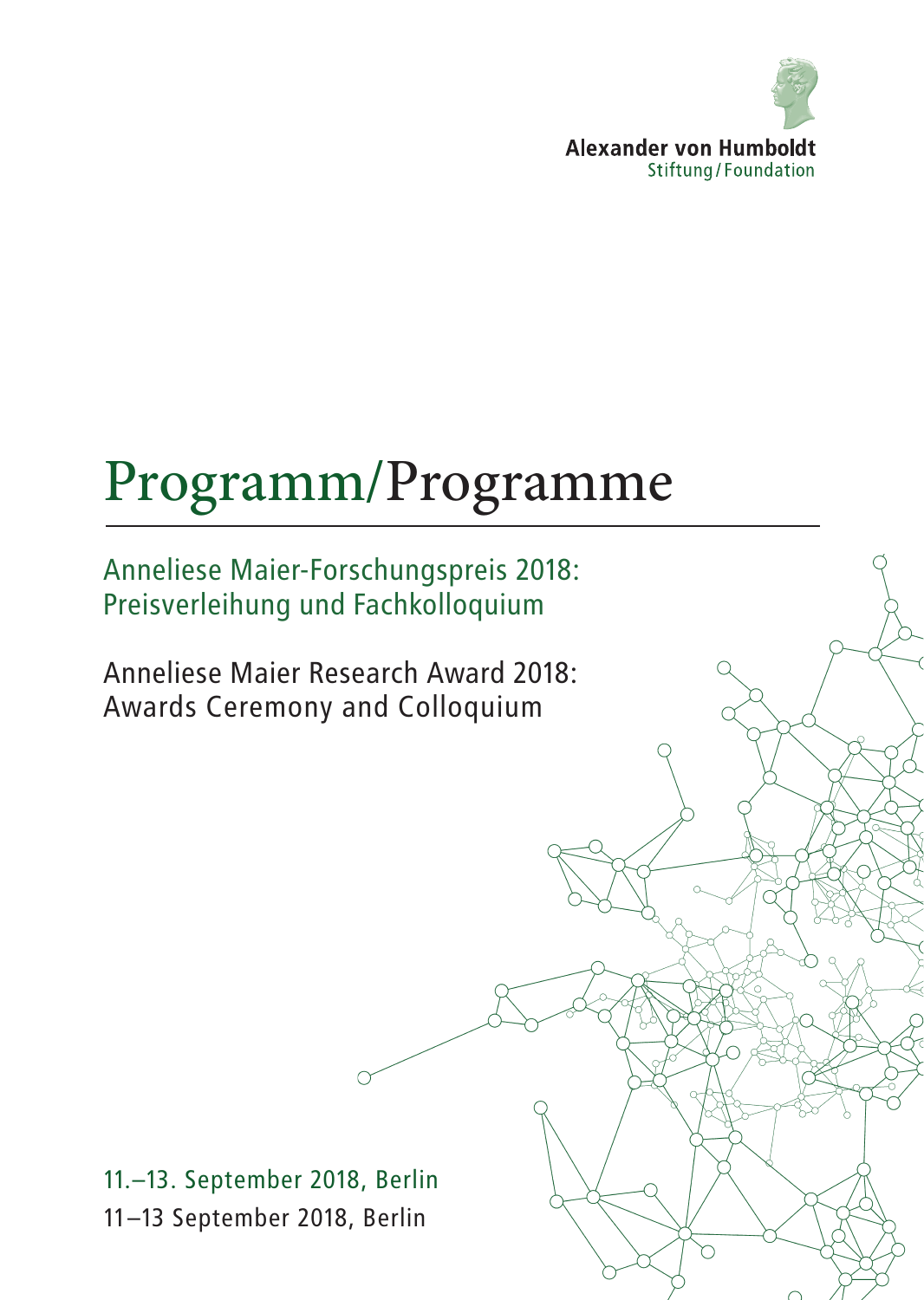Alexander von Humboldt
Stiftung/Foundation

# Programm/Programme

Anneliese Maier-Forschungspreis 2018:
Preisverleihung und Fachkolloquium

Anneliese Maier Research Award 2018:
Awards Ceremony and Colloquium

11.–13. September 2018, Berlin

11–13 September 2018, Berlin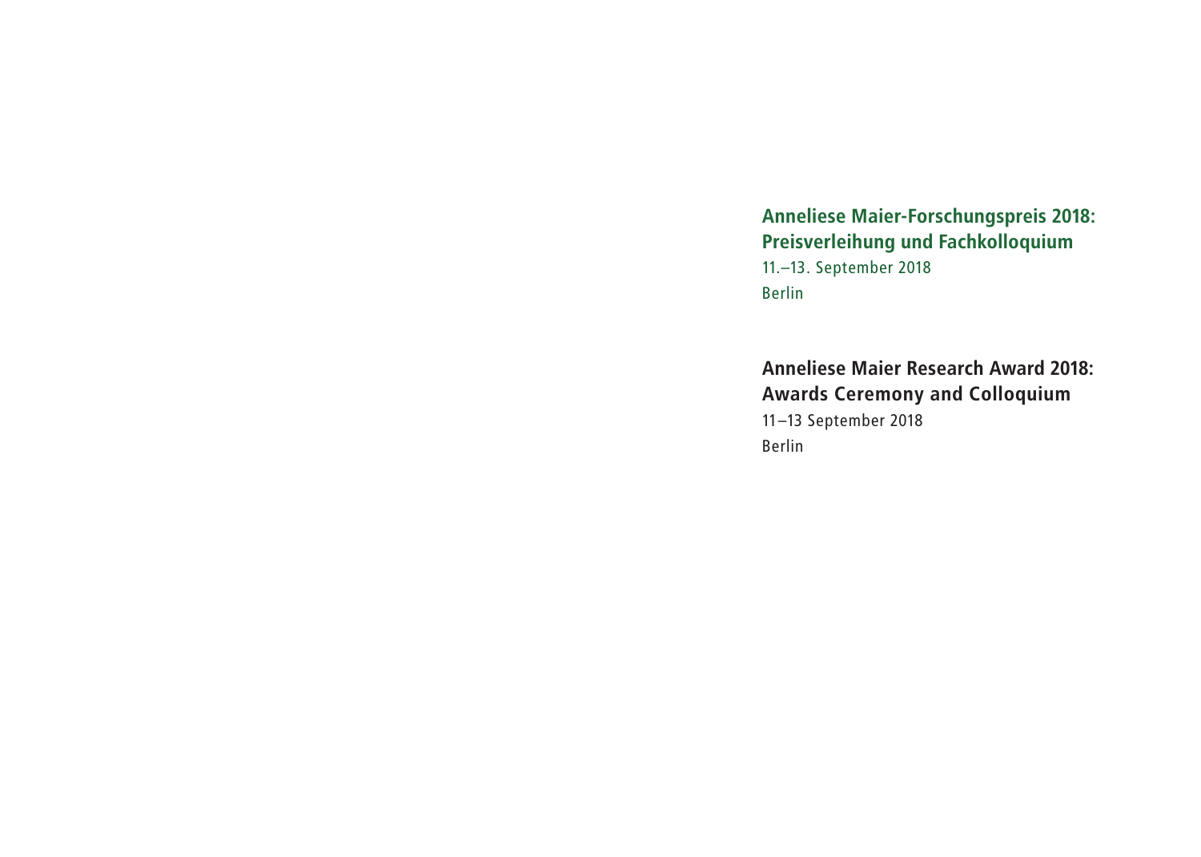**Anneliese Maier-Forschungspreis 2018: Preisverleihung und Fachkolloquium**

11.–13. September 2018

Berlin

**Anneliese Maier Research Award 2018: Awards Ceremony and Colloquium**

11–13 September 2018

Berlin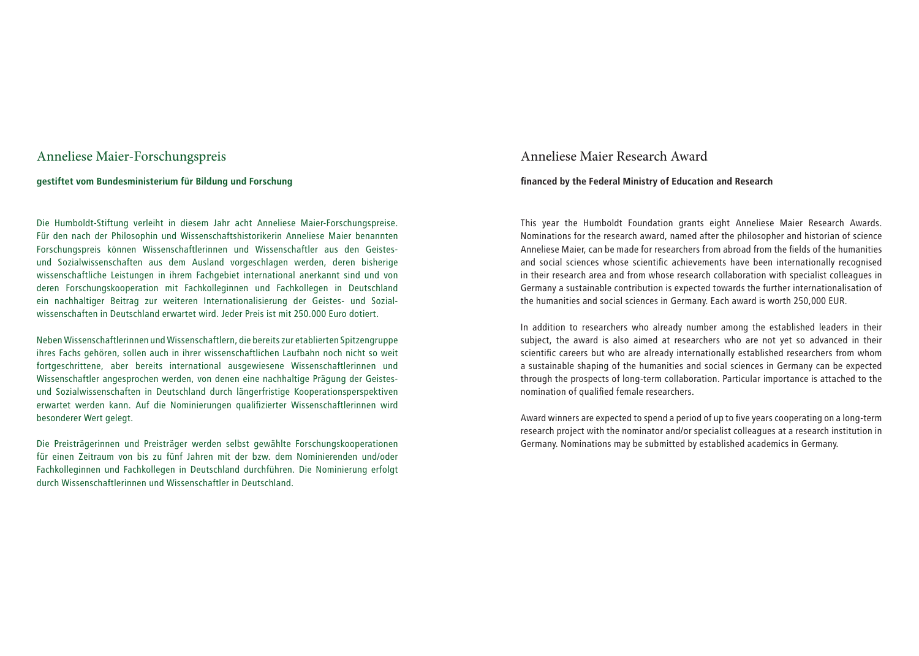## Anneliese Maier-Forschungspreis

**gestiftet vom Bundesministerium für Bildung und Forschung**

Die Humboldt-Stiftung verleiht in diesem Jahr acht Anneliese Maier-Forschungspreise. Für den nach der Philosophin und Wissenschaftshistorikerin Anneliese Maier benannten Forschungspreis können Wissenschaftlerinnen und Wissenschaftler aus den Geistes- und Sozialwissenschaften aus dem Ausland vorgeschlagen werden, deren bisherige wissenschaftliche Leistungen in ihrem Fachgebiet international anerkannt sind und von deren Forschungskooperation mit Fachkolleginnen und Fachkollegen in Deutschland ein nachhaltiger Beitrag zur weiteren Internationalisierung der Geistes- und Sozialwissenschaften in Deutschland erwartet wird. Jeder Preis ist mit 250.000 Euro dotiert.

Neben Wissenschaftlerinnen und Wissenschaftlern, die bereits zur etablierten Spitzengruppe ihres Fachs gehören, sollen auch in ihrer wissenschaftlichen Laufbahn noch nicht so weit fortgeschrittene, aber bereits international ausgewiesene Wissenschaftlerinnen und Wissenschaftler angesprochen werden, von denen eine nachhaltige Prägung der Geistes- und Sozialwissenschaften in Deutschland durch längerfristige Kooperationsperspektiven erwartet werden kann. Auf die Nominierungen qualifizierter Wissenschaftlerinnen wird besonderer Wert gelegt.

Die Preisträgerinnen und Preisträger werden selbst gewählte Forschungskooperationen für einen Zeitraum von bis zu fünf Jahren mit der bzw. dem Nominierenden und/oder Fachkolleginnen und Fachkollegen in Deutschland durchführen. Die Nominierung erfolgt durch Wissenschaftlerinnen und Wissenschaftler in Deutschland.

## Anneliese Maier Research Award

**financed by the Federal Ministry of Education and Research**

This year the Humboldt Foundation grants eight Anneliese Maier Research Awards. Nominations for the research award, named after the philosopher and historian of science Anneliese Maier, can be made for researchers from abroad from the fields of the humanities and social sciences whose scientific achievements have been internationally recognised in their research area and from whose research collaboration with specialist colleagues in Germany a sustainable contribution is expected towards the further internationalisation of the humanities and social sciences in Germany. Each award is worth 250,000 EUR.

In addition to researchers who already number among the established leaders in their subject, the award is also aimed at researchers who are not yet so advanced in their scientific careers but who are already internationally established researchers from whom a sustainable shaping of the humanities and social sciences in Germany can be expected through the prospects of long-term collaboration. Particular importance is attached to the nomination of qualified female researchers.

Award winners are expected to spend a period of up to five years cooperating on a long-term research project with the nominator and/or specialist colleagues at a research institution in Germany. Nominations may be submitted by established academics in Germany.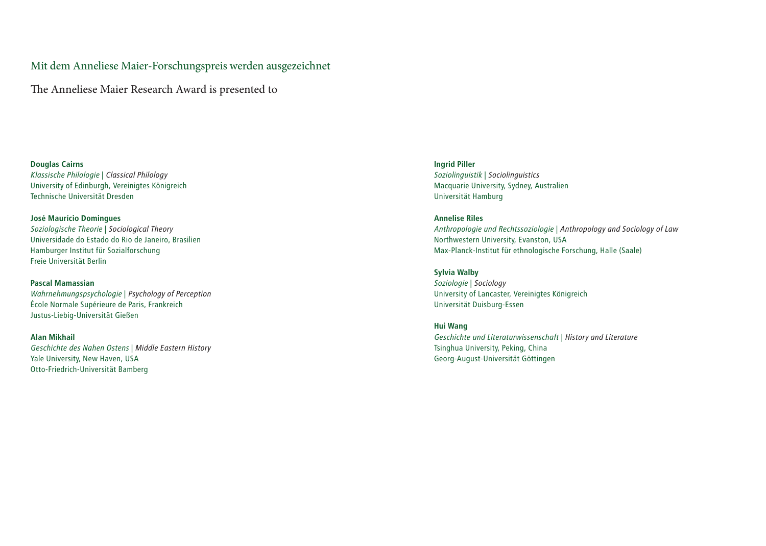## Mit dem Anneliese Maier-Forschungspreis werden ausgezeichnet

## The Anneliese Maier Research Award is presented to

**Douglas Cairns**
*Klassische Philologie* | *Classical Philology*
University of Edinburgh, Vereinigtes Königreich
Technische Universität Dresden

**José Maurício Domingues**
*Soziologische Theorie* | *Sociological Theory*
Universidade do Estado do Rio de Janeiro, Brasilien
Hamburger Institut für Sozialforschung
Freie Universität Berlin

**Pascal Mamassian**
*Wahrnehmungspsychologie* | *Psychology of Perception*
École Normale Supérieure de Paris, Frankreich
Justus-Liebig-Universität Gießen

**Alan Mikhail**
*Geschichte des Nahen Ostens* | *Middle Eastern History*
Yale University, New Haven, USA
Otto-Friedrich-Universität Bamberg

**Ingrid Piller**
*Soziolinguistik* | *Sociolinguistics*
Macquarie University, Sydney, Australien
Universität Hamburg

**Annelise Riles**
*Anthropologie und Rechtssoziologie* | *Anthropology and Sociology of Law*
Northwestern University, Evanston, USA
Max-Planck-Institut für ethnologische Forschung, Halle (Saale)

**Sylvia Walby**
*Soziologie* | *Sociology*
University of Lancaster, Vereinigtes Königreich
Universität Duisburg-Essen

**Hui Wang**
*Geschichte und Literaturwissenschaft* | *History and Literature*
Tsinghua University, Peking, China
Georg-August-Universität Göttingen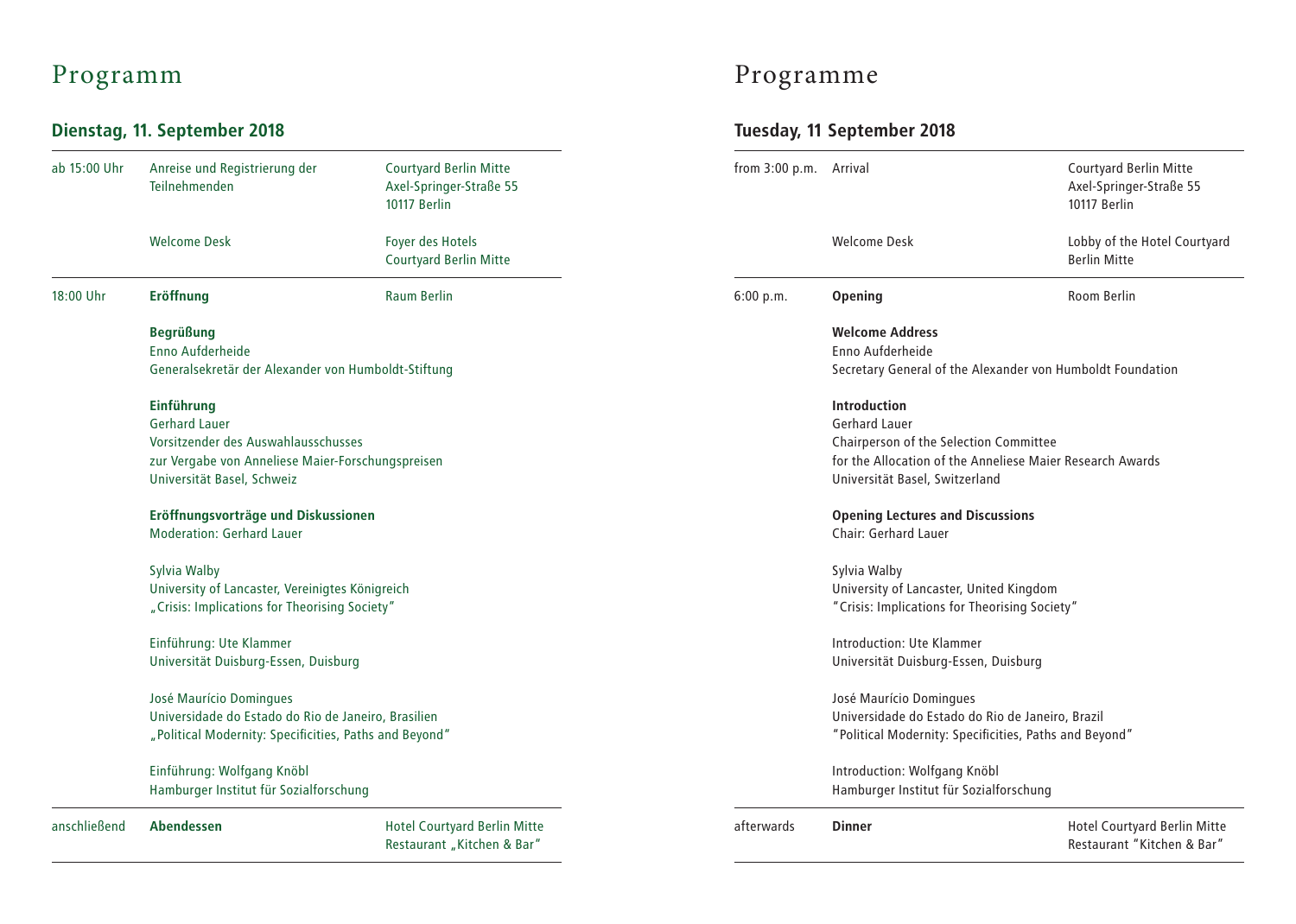# Programm

## Dienstag, 11. September 2018

| | | |
|---|---|---|
| ab 15:00 Uhr | Anreise und Registrierung der Teilnehmenden | Courtyard Berlin Mitte<br>Axel-Springer-Straße 55<br>10117 Berlin |
| | Welcome Desk | Foyer des Hotels<br>Courtyard Berlin Mitte |
| 18:00 Uhr | **Eröffnung** | Raum Berlin |

**Begrüßung**
Enno Aufderheide
Generalsekretär der Alexander von Humboldt-Stiftung

**Einführung**
Gerhard Lauer
Vorsitzender des Auswahlausschusses
zur Vergabe von Anneliese Maier-Forschungspreisen
Universität Basel, Schweiz

**Eröffnungsvorträge und Diskussionen**
Moderation: Gerhard Lauer

Sylvia Walby
University of Lancaster, Vereinigtes Königreich
„Crisis: Implications for Theorising Society"

Einführung: Ute Klammer
Universität Duisburg-Essen, Duisburg

José Maurício Domingues
Universidade do Estado do Rio de Janeiro, Brasilien
„Political Modernity: Specificities, Paths and Beyond"

Einführung: Wolfgang Knöbl
Hamburger Institut für Sozialforschung

| | | |
|---|---|---|
| anschließend | **Abendessen** | Hotel Courtyard Berlin Mitte<br>Restaurant „Kitchen & Bar" |

# Programme

## Tuesday, 11 September 2018

| | | |
|---|---|---|
| from 3:00 p.m. | Arrival | Courtyard Berlin Mitte<br>Axel-Springer-Straße 55<br>10117 Berlin |
| | Welcome Desk | Lobby of the Hotel Courtyard Berlin Mitte |
| 6:00 p.m. | **Opening** | Room Berlin |

**Welcome Address**
Enno Aufderheide
Secretary General of the Alexander von Humboldt Foundation

**Introduction**
Gerhard Lauer
Chairperson of the Selection Committee
for the Allocation of the Anneliese Maier Research Awards
Universität Basel, Switzerland

**Opening Lectures and Discussions**
Chair: Gerhard Lauer

Sylvia Walby
University of Lancaster, United Kingdom
"Crisis: Implications for Theorising Society"

Introduction: Ute Klammer
Universität Duisburg-Essen, Duisburg

José Maurício Domingues
Universidade do Estado do Rio de Janeiro, Brazil
"Political Modernity: Specificities, Paths and Beyond"

Introduction: Wolfgang Knöbl
Hamburger Institut für Sozialforschung

| | | |
|---|---|---|
| afterwards | **Dinner** | Hotel Courtyard Berlin Mitte<br>Restaurant "Kitchen & Bar" |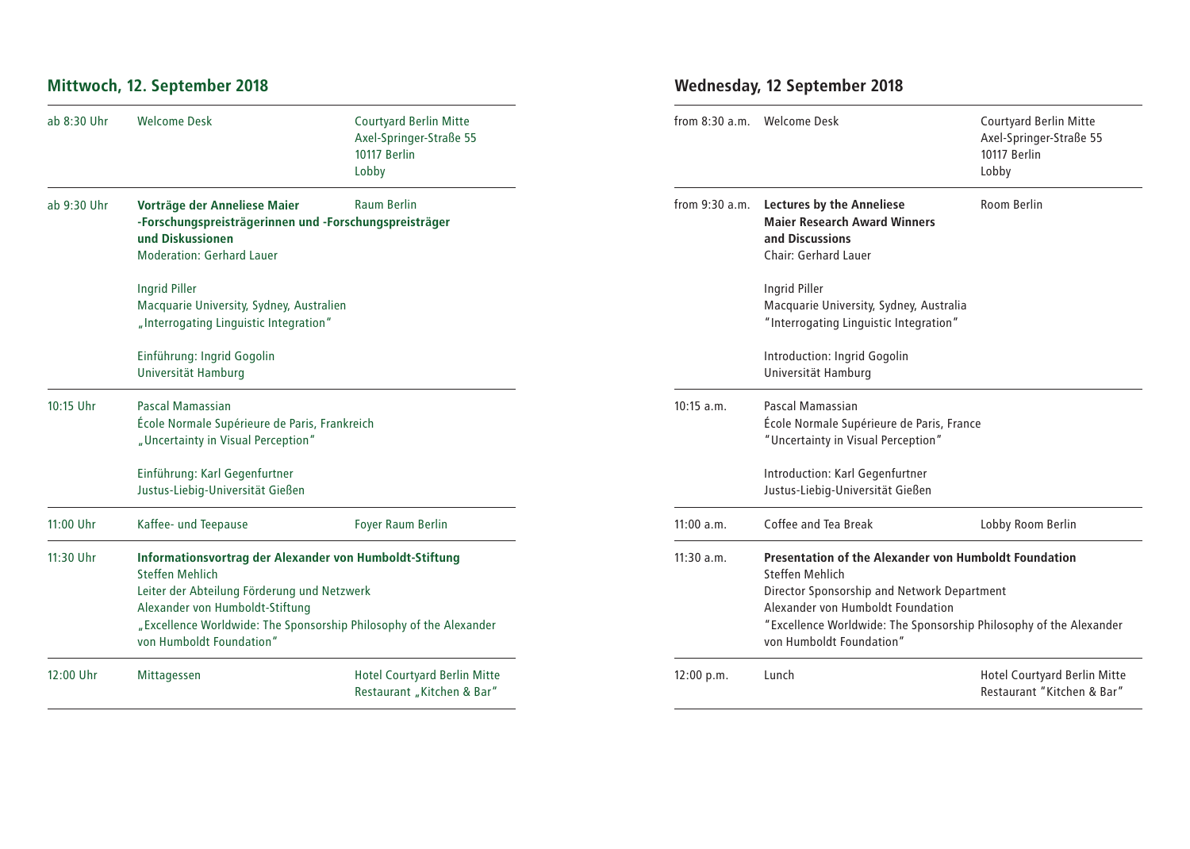## Mittwoch, 12. September 2018

| | | |
|---|---|---|
| ab 8:30 Uhr | Welcome Desk | Courtyard Berlin Mitte<br>Axel-Springer-Straße 55<br>10117 Berlin<br>Lobby |
| ab 9:30 Uhr | **Vorträge der Anneliese Maier -Forschungspreisträgerinnen und -Forschungspreisträger und Diskussionen**<br>Moderation: Gerhard Lauer<br><br>Ingrid Piller<br>Macquarie University, Sydney, Australien<br>„Interrogating Linguistic Integration"<br><br>Einführung: Ingrid Gogolin<br>Universität Hamburg | Raum Berlin |
| 10:15 Uhr | Pascal Mamassian<br>École Normale Supérieure de Paris, Frankreich<br>„Uncertainty in Visual Perception"<br><br>Einführung: Karl Gegenfurtner<br>Justus-Liebig-Universität Gießen | |
| 11:00 Uhr | Kaffee- und Teepause | Foyer Raum Berlin |
| 11:30 Uhr | **Informationsvortrag der Alexander von Humboldt-Stiftung**<br>Steffen Mehlich<br>Leiter der Abteilung Förderung und Netzwerk<br>Alexander von Humboldt-Stiftung<br>„Excellence Worldwide: The Sponsorship Philosophy of the Alexander von Humboldt Foundation" | |
| 12:00 Uhr | Mittagessen | Hotel Courtyard Berlin Mitte<br>Restaurant „Kitchen & Bar" |

## Wednesday, 12 September 2018

| | | |
|---|---|---|
| from 8:30 a.m. | Welcome Desk | Courtyard Berlin Mitte<br>Axel-Springer-Straße 55<br>10117 Berlin<br>Lobby |
| from 9:30 a.m. | **Lectures by the Anneliese Maier Research Award Winners and Discussions**<br>Chair: Gerhard Lauer<br><br>Ingrid Piller<br>Macquarie University, Sydney, Australia<br>"Interrogating Linguistic Integration"<br><br>Introduction: Ingrid Gogolin<br>Universität Hamburg | Room Berlin |
| 10:15 a.m. | Pascal Mamassian<br>École Normale Supérieure de Paris, France<br>"Uncertainty in Visual Perception"<br><br>Introduction: Karl Gegenfurtner<br>Justus-Liebig-Universität Gießen | |
| 11:00 a.m. | Coffee and Tea Break | Lobby Room Berlin |
| 11:30 a.m. | **Presentation of the Alexander von Humboldt Foundation**<br>Steffen Mehlich<br>Director Sponsorship and Network Department<br>Alexander von Humboldt Foundation<br>"Excellence Worldwide: The Sponsorship Philosophy of the Alexander von Humboldt Foundation" | |
| 12:00 p.m. | Lunch | Hotel Courtyard Berlin Mitte<br>Restaurant "Kitchen & Bar" |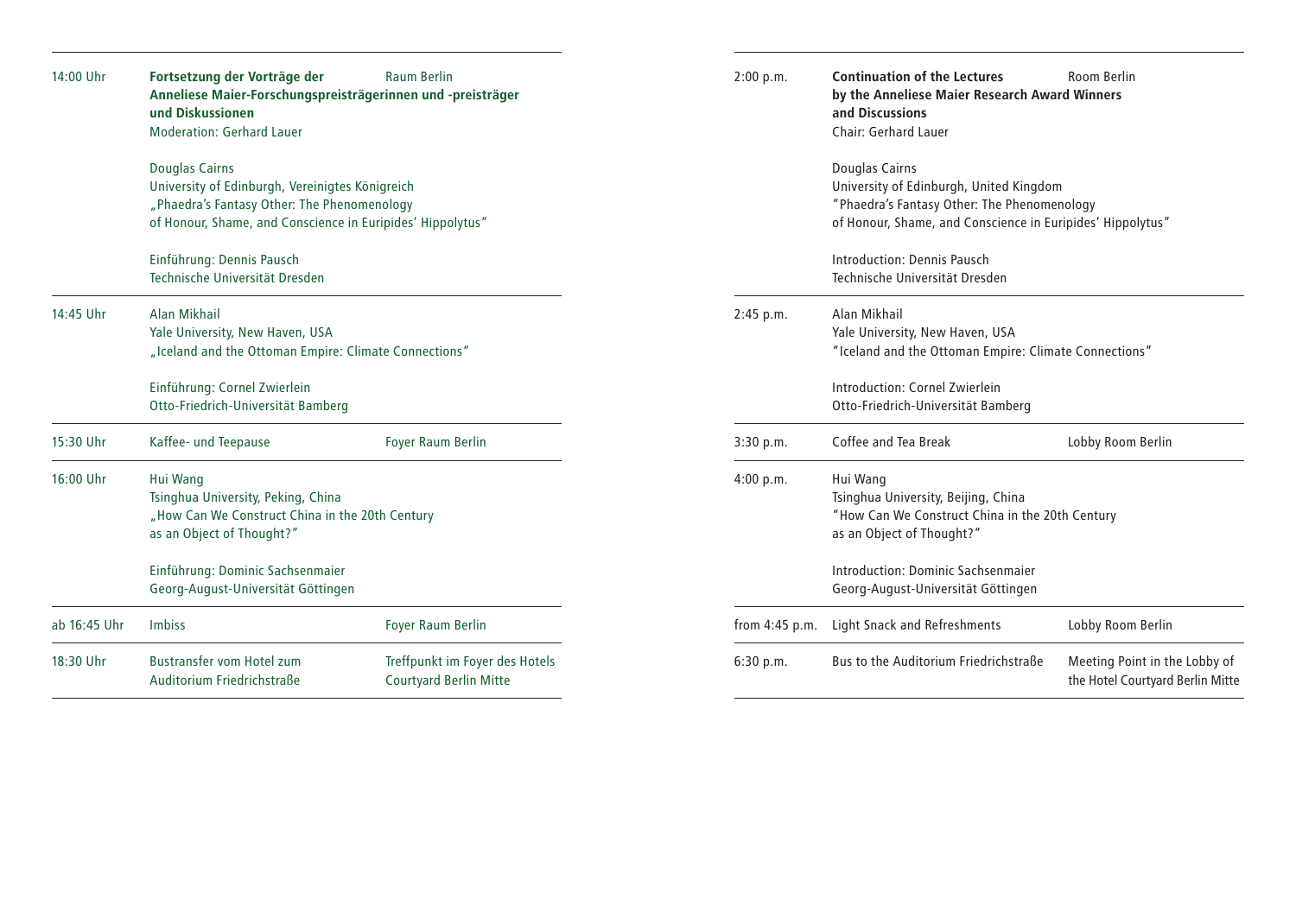| 14:00 Uhr | **Fortsetzung der Vorträge der Anneliese Maier-Forschungspreisträgerinnen und -preisträger und Diskussionen**<br>Moderation: Gerhard Lauer<br><br>Douglas Cairns<br>University of Edinburgh, Vereinigtes Königreich<br>„Phaedra's Fantasy Other: The Phenomenology of Honour, Shame, and Conscience in Euripides' Hippolytus"<br><br>Einführung: Dennis Pausch<br>Technische Universität Dresden | Raum Berlin |
|---|---|---|
| 14:45 Uhr | Alan Mikhail<br>Yale University, New Haven, USA<br>„Iceland and the Ottoman Empire: Climate Connections"<br><br>Einführung: Cornel Zwierlein<br>Otto-Friedrich-Universität Bamberg | |
| 15:30 Uhr | Kaffee- und Teepause | Foyer Raum Berlin |
| 16:00 Uhr | Hui Wang<br>Tsinghua University, Peking, China<br>„How Can We Construct China in the 20th Century as an Object of Thought?"<br><br>Einführung: Dominic Sachsenmaier<br>Georg-August-Universität Göttingen | |
| ab 16:45 Uhr | Imbiss | Foyer Raum Berlin |
| 18:30 Uhr | Bustransfer vom Hotel zum Auditorium Friedrichstraße | Treffpunkt im Foyer des Hotels Courtyard Berlin Mitte |

| 2:00 p.m. | **Continuation of the Lectures by the Anneliese Maier Research Award Winners and Discussions**<br>Chair: Gerhard Lauer<br><br>Douglas Cairns<br>University of Edinburgh, United Kingdom<br>"Phaedra's Fantasy Other: The Phenomenology of Honour, Shame, and Conscience in Euripides' Hippolytus"<br><br>Introduction: Dennis Pausch<br>Technische Universität Dresden | Room Berlin |
|---|---|---|
| 2:45 p.m. | Alan Mikhail<br>Yale University, New Haven, USA<br>"Iceland and the Ottoman Empire: Climate Connections"<br><br>Introduction: Cornel Zwierlein<br>Otto-Friedrich-Universität Bamberg | |
| 3:30 p.m. | Coffee and Tea Break | Lobby Room Berlin |
| 4:00 p.m. | Hui Wang<br>Tsinghua University, Beijing, China<br>"How Can We Construct China in the 20th Century as an Object of Thought?"<br><br>Introduction: Dominic Sachsenmaier<br>Georg-August-Universität Göttingen | |
| from 4:45 p.m. | Light Snack and Refreshments | Lobby Room Berlin |
| 6:30 p.m. | Bus to the Auditorium Friedrichstraße | Meeting Point in the Lobby of the Hotel Courtyard Berlin Mitte |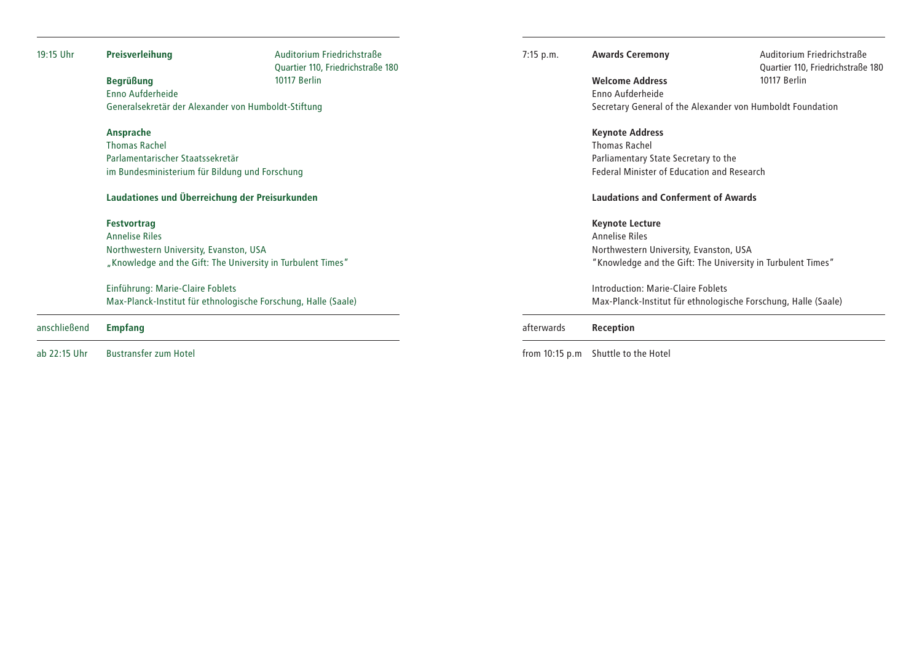19:15 Uhr **Preisverleihung**

Auditorium Friedrichstraße
Quartier 110, Friedrichstraße 180
10117 Berlin

**Begrüßung**
Enno Aufderheide
Generalsekretär der Alexander von Humboldt-Stiftung

**Ansprache**
Thomas Rachel
Parlamentarischer Staatssekretär
im Bundesministerium für Bildung und Forschung

**Laudationes und Überreichung der Preisurkunden**

**Festvortrag**
Annelise Riles
Northwestern University, Evanston, USA
„Knowledge and the Gift: The University in Turbulent Times"

Einführung: Marie-Claire Foblets
Max-Planck-Institut für ethnologische Forschung, Halle (Saale)

anschließend **Empfang**

ab 22:15 Uhr Bustransfer zum Hotel

---

7:15 p.m. **Awards Ceremony**

Auditorium Friedrichstraße
Quartier 110, Friedrichstraße 180
10117 Berlin

**Welcome Address**
Enno Aufderheide
Secretary General of the Alexander von Humboldt Foundation

**Keynote Address**
Thomas Rachel
Parliamentary State Secretary to the
Federal Minister of Education and Research

**Laudations and Conferment of Awards**

**Keynote Lecture**
Annelise Riles
Northwestern University, Evanston, USA
"Knowledge and the Gift: The University in Turbulent Times"

Introduction: Marie-Claire Foblets
Max-Planck-Institut für ethnologische Forschung, Halle (Saale)

afterwards **Reception**

from 10:15 p.m Shuttle to the Hotel